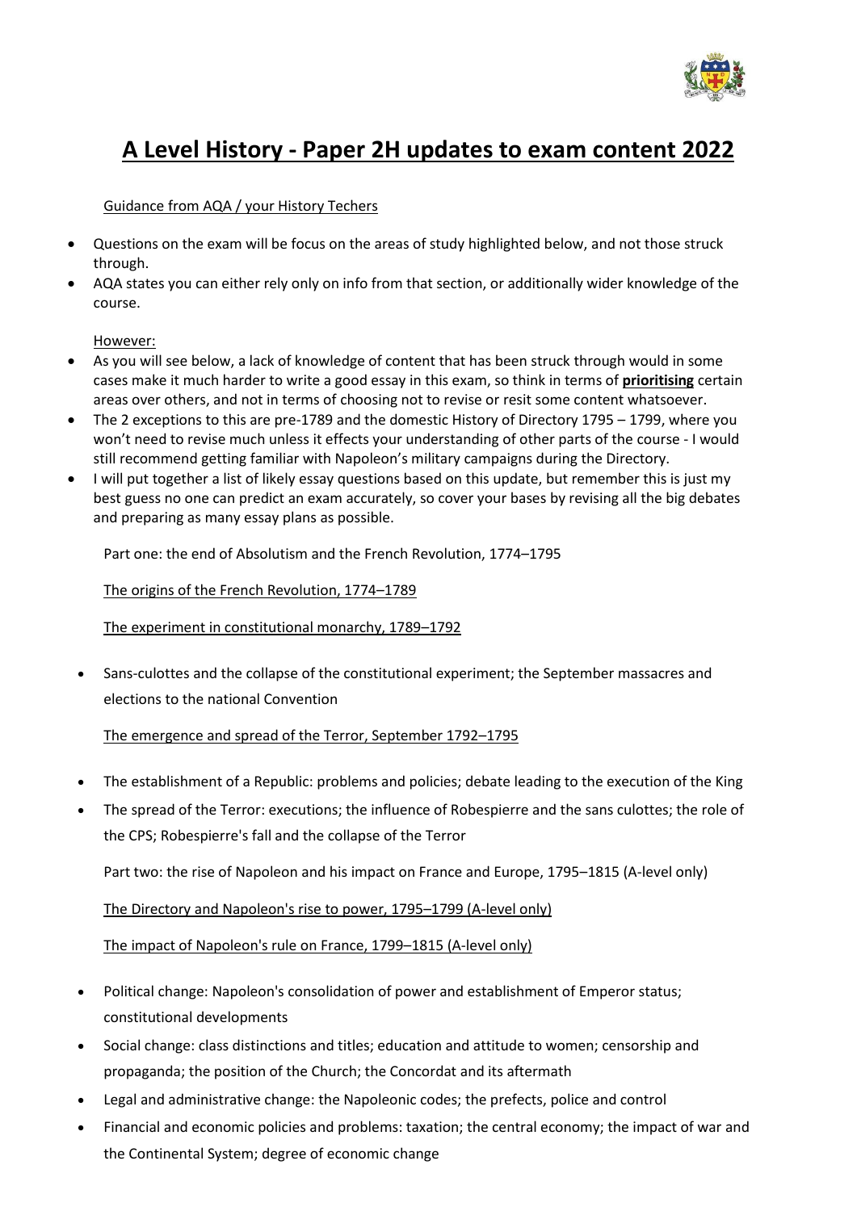# A Level History - Paper 2H updates to exam content 2022

Guidance from AQA / your History Techers

- Questions on the exam will be focus on the areas of study highlighted below, and not those struck through.
- AQA states you can either rely only on info from that section, or additionally wider knowledge of the course.

However:

- As you will see below, a lack of knowledge of content that has been struck through would in some cases make it much harder to write a good essay in this exam, so think in terms of **prioritising** certain areas over others, and not in terms of choosing not to revise or resit some content whatsoever.
- The 2 exceptions to this are pre-1789 and the domestic History of Directory 1795 – 1799, where you won't need to revise much unless it effects your understanding of other parts of the course - I would still recommend getting familiar with Napoleon's military campaigns during the Directory.
- I will put together a list of likely essay questions based on this update, but remember this is just my best guess no one can predict an exam accurately, so cover your bases by revising all the big debates and preparing as many essay plans as possible.

Part one: the end of Absolutism and the French Revolution, 1774–1795

The origins of the French Revolution, 1774–1789

The experiment in constitutional monarchy, 1789–1792

- Sans-culottes and the collapse of the constitutional experiment; the September massacres and elections to the national Convention

The emergence and spread of the Terror, September 1792–1795

- The establishment of a Republic: problems and policies; debate leading to the execution of the King
- The spread of the Terror: executions; the influence of Robespierre and the sans culottes; the role of the CPS; Robespierre's fall and the collapse of the Terror

Part two: the rise of Napoleon and his impact on France and Europe, 1795–1815 (A-level only)

The Directory and Napoleon's rise to power, 1795–1799 (A-level only)

The impact of Napoleon's rule on France, 1799–1815 (A-level only)

- Political change: Napoleon's consolidation of power and establishment of Emperor status; constitutional developments
- Social change: class distinctions and titles; education and attitude to women; censorship and propaganda; the position of the Church; the Concordat and its aftermath
- Legal and administrative change: the Napoleonic codes; the prefects, police and control
- Financial and economic policies and problems: taxation; the central economy; the impact of war and the Continental System; degree of economic change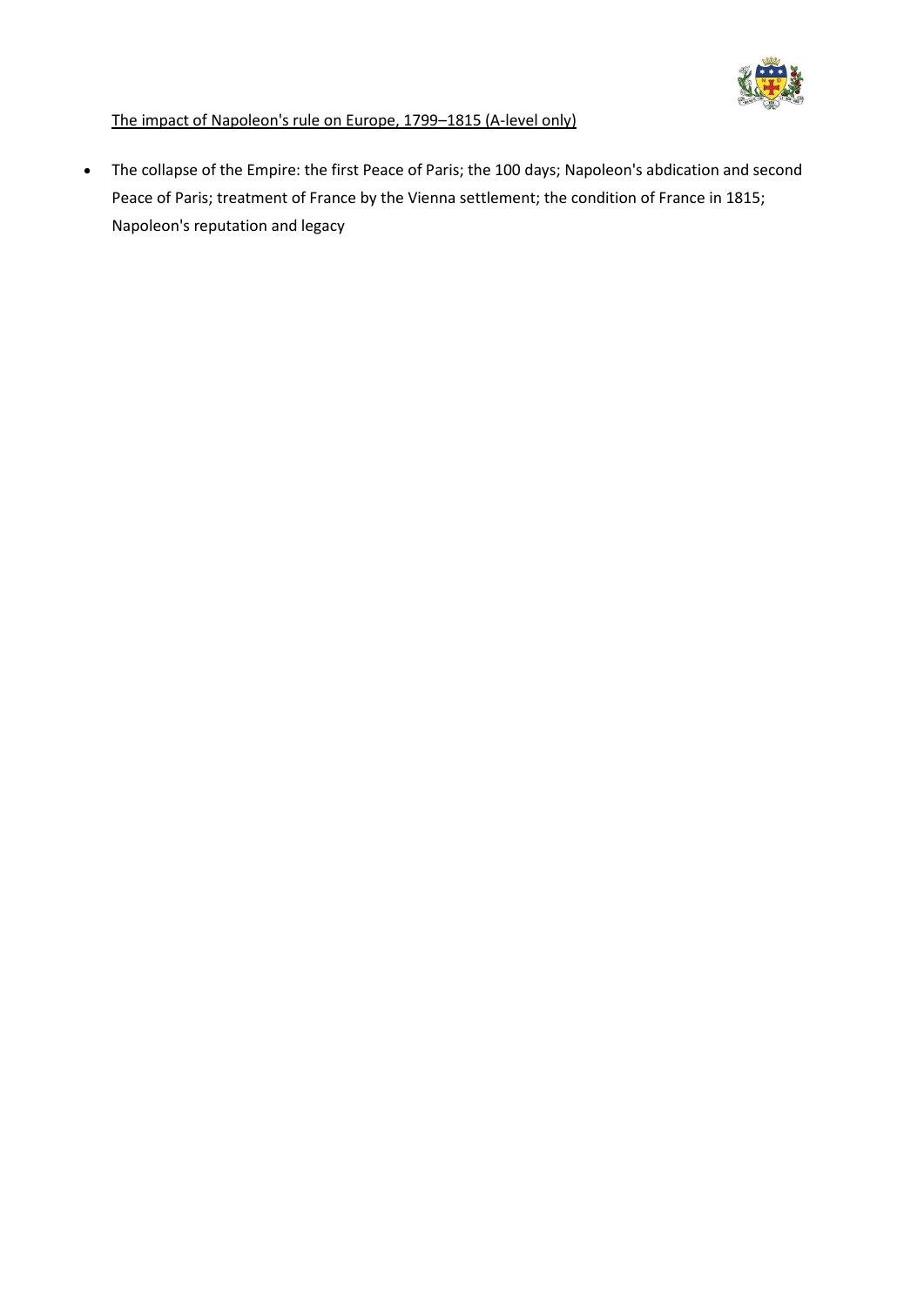The impact of Napoleon's rule on Europe, 1799–1815 (A-level only)

- The collapse of the Empire: the first Peace of Paris; the 100 days; Napoleon's abdication and second Peace of Paris; treatment of France by the Vienna settlement; the condition of France in 1815; Napoleon's reputation and legacy